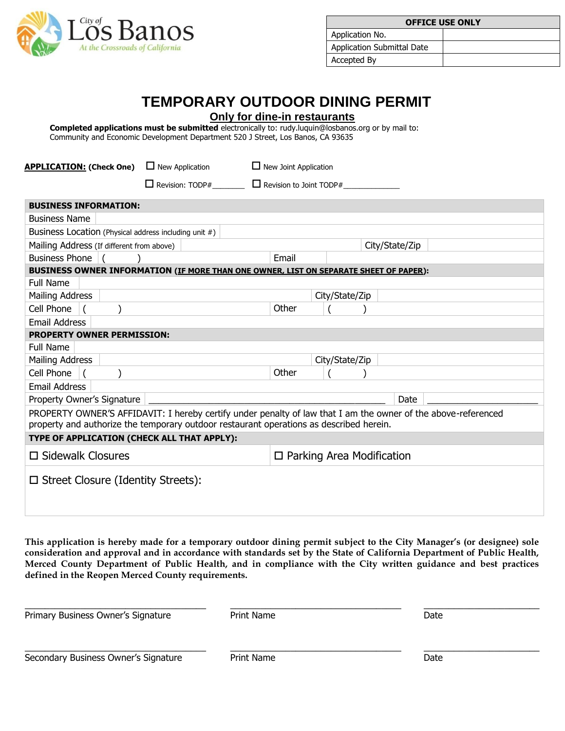City of Los Banos
At the Crossroads of California

| OFFICE USE ONLY | |
|---|---|
| Application No. | |
| Application Submittal Date | |
| Accepted By | |

# TEMPORARY OUTDOOR DINING PERMIT

## Only for dine-in restaurants

**Completed applications must be submitted** electronically to: rudy.luquin@losbanos.org or by mail to: Community and Economic Development Department 520 J Street, Los Banos, CA 93635

**APPLICATION: (Check One)** ☐ New Application ☐ New Joint Application ☐ Revision: TODP#________ ☐ Revision to Joint TODP#______________

| **BUSINESS INFORMATION:** | | | |
|---|---|---|---|
| Business Name | | | |
| Business Location (Physical address including unit #) | | | |
| Mailing Address (If different from above) | | City/State/Zip | |
| Business Phone | ( ) | Email | |
| **BUSINESS OWNER INFORMATION (IF MORE THAN ONE OWNER, LIST ON SEPARATE SHEET OF PAPER):** | | | |
| Full Name | | | |
| Mailing Address | | City/State/Zip | |
| Cell Phone | ( ) | Other | ( ) |
| Email Address | | | |
| **PROPERTY OWNER PERMISSION:** | | | |
| Full Name | | | |
| Mailing Address | | City/State/Zip | |
| Cell Phone | ( ) | Other | ( ) |
| Email Address | | | |
| Property Owner's Signature | ________________________ | Date | ____________ |
| PROPERTY OWNER'S AFFIDAVIT: I hereby certify under penalty of law that I am the owner of the above-referenced property and authorize the temporary outdoor restaurant operations as described herein. | | | |
| **TYPE OF APPLICATION (CHECK ALL THAT APPLY):** | | | |
| ☐ Sidewalk Closures | | ☐ Parking Area Modification | |
| ☐ Street Closure (Identity Streets): | | | |

**This application is hereby made for a temporary outdoor dining permit subject to the City Manager's (or designee) sole consideration and approval and in accordance with standards set by the State of California Department of Public Health, Merced County Department of Public Health, and in compliance with the City written guidance and best practices defined in the Reopen Merced County requirements.**

______________________________ Primary Business Owner's Signature ______________________________ Print Name ____________________ Date

______________________________ Secondary Business Owner's Signature ______________________________ Print Name ____________________ Date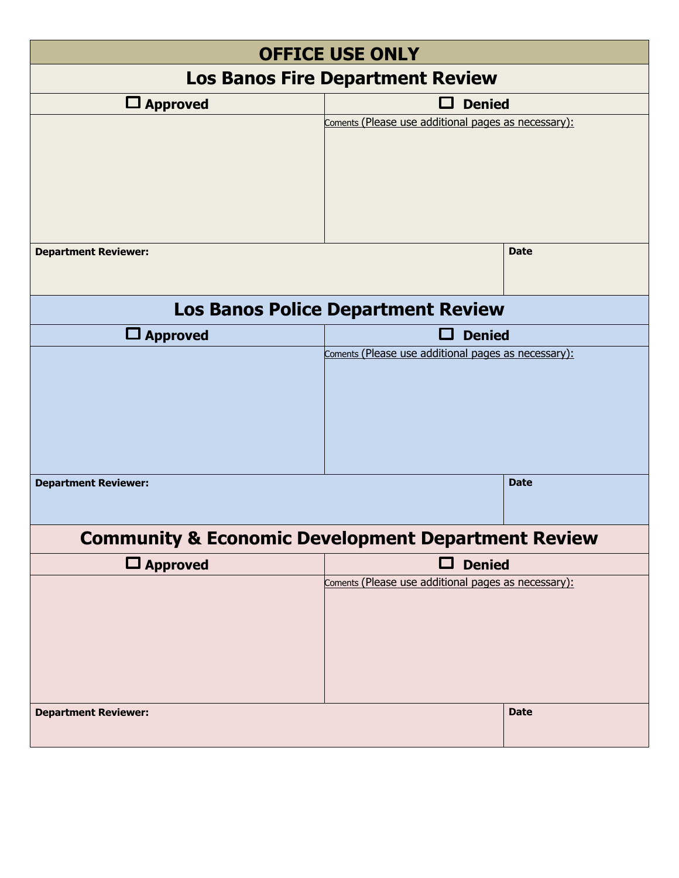# OFFICE USE ONLY

## Los Banos Fire Department Review

| ☐ Approved | ☐ Denied |
|---|---|
| | Coments (Please use additional pages as necessary): |

| Department Reviewer: | Date |
|---|---|
| | |

## Los Banos Police Department Review

| ☐ Approved | ☐ Denied |
|---|---|
| | Coments (Please use additional pages as necessary): |

| Department Reviewer: | Date |
|---|---|
| | |

## Community & Economic Development Department Review

| ☐ Approved | ☐ Denied |
|---|---|
| | Coments (Please use additional pages as necessary): |

| Department Reviewer: | Date |
|---|---|
| | |